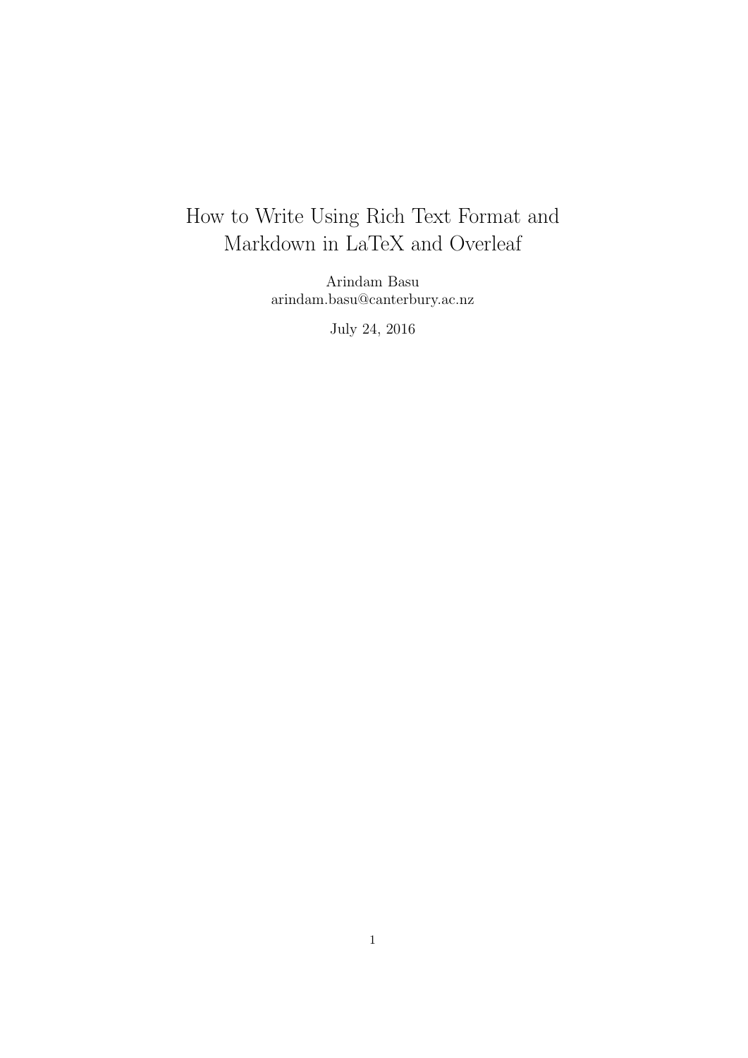# How to Write Using Rich Text Format and Markdown in LaTeX and Overleaf

Arindam Basu
arindam.basu@canterbury.ac.nz

July 24, 2016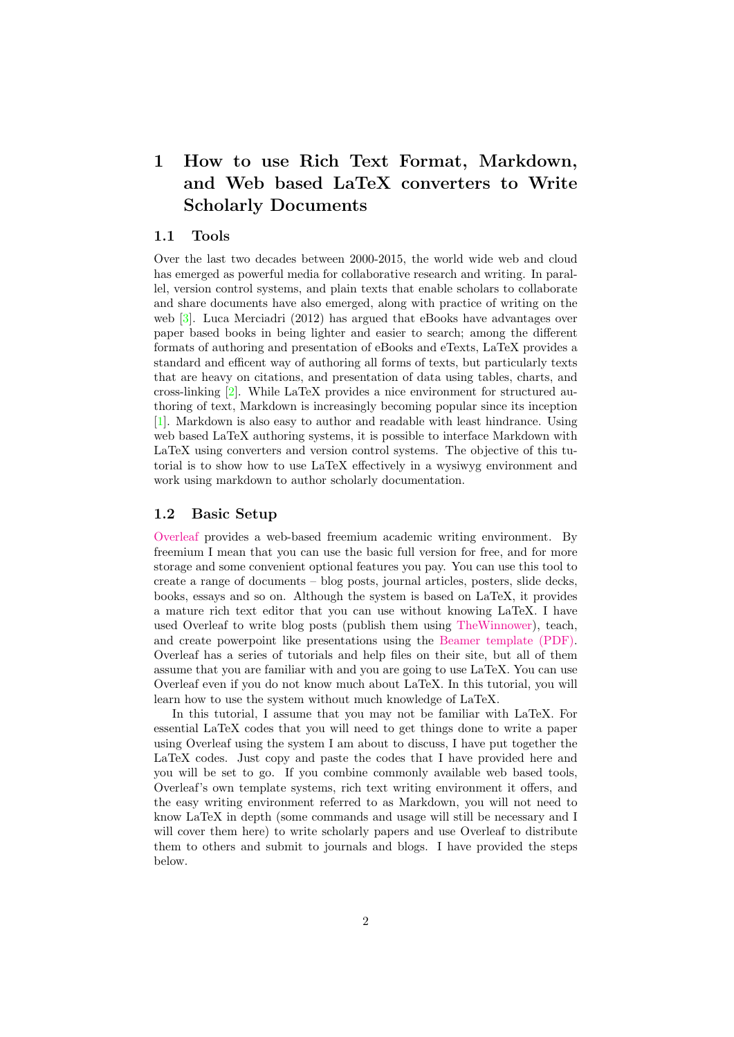# 1 How to use Rich Text Format, Markdown, and Web based LaTeX converters to Write Scholarly Documents

## 1.1 Tools

Over the last two decades between 2000-2015, the world wide web and cloud has emerged as powerful media for collaborative research and writing. In parallel, version control systems, and plain texts that enable scholars to collaborate and share documents have also emerged, along with practice of writing on the web [3]. Luca Merciadri (2012) has argued that eBooks have advantages over paper based books in being lighter and easier to search; among the different formats of authoring and presentation of eBooks and eTexts, LaTeX provides a standard and efficent way of authoring all forms of texts, but particularly texts that are heavy on citations, and presentation of data using tables, charts, and cross-linking [2]. While LaTeX provides a nice environment for structured authoring of text, Markdown is increasingly becoming popular since its inception [1]. Markdown is also easy to author and readable with least hindrance. Using web based LaTeX authoring systems, it is possible to interface Markdown with LaTeX using converters and version control systems. The objective of this tutorial is to show how to use LaTeX effectively in a wysiwyg environment and work using markdown to author scholarly documentation.

## 1.2 Basic Setup

Overleaf provides a web-based freemium academic writing environment. By freemium I mean that you can use the basic full version for free, and for more storage and some convenient optional features you pay. You can use this tool to create a range of documents – blog posts, journal articles, posters, slide decks, books, essays and so on. Although the system is based on LaTeX, it provides a mature rich text editor that you can use without knowing LaTeX. I have used Overleaf to write blog posts (publish them using TheWinnower), teach, and create powerpoint like presentations using the Beamer template (PDF). Overleaf has a series of tutorials and help files on their site, but all of them assume that you are familiar with and you are going to use LaTeX. You can use Overleaf even if you do not know much about LaTeX. In this tutorial, you will learn how to use the system without much knowledge of LaTeX.

In this tutorial, I assume that you may not be familiar with LaTeX. For essential LaTeX codes that you will need to get things done to write a paper using Overleaf using the system I am about to discuss, I have put together the LaTeX codes. Just copy and paste the codes that I have provided here and you will be set to go. If you combine commonly available web based tools, Overleaf's own template systems, rich text writing environment it offers, and the easy writing environment referred to as Markdown, you will not need to know LaTeX in depth (some commands and usage will still be necessary and I will cover them here) to write scholarly papers and use Overleaf to distribute them to others and submit to journals and blogs. I have provided the steps below.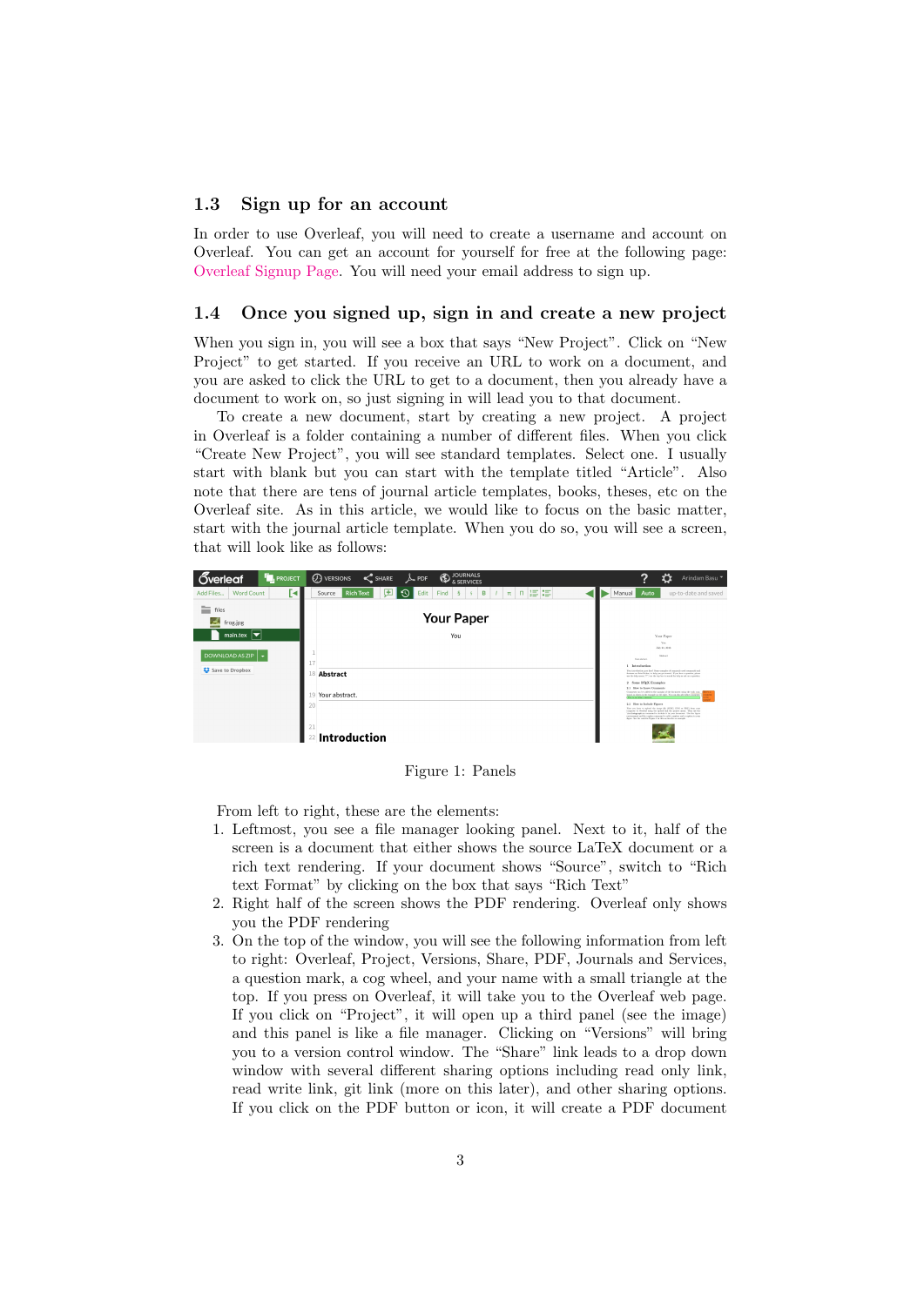## 1.3 Sign up for an account

In order to use Overleaf, you will need to create a username and account on Overleaf. You can get an account for yourself for free at the following page: Overleaf Signup Page. You will need your email address to sign up.

## 1.4 Once you signed up, sign in and create a new project

When you sign in, you will see a box that says “New Project”. Click on “New Project” to get started. If you receive an URL to work on a document, and you are asked to click the URL to get to a document, then you already have a document to work on, so just signing in will lead you to that document.

To create a new document, start by creating a new project. A project in Overleaf is a folder containing a number of different files. When you click “Create New Project”, you will see standard templates. Select one. I usually start with blank but you can start with the template titled “Article”. Also note that there are tens of journal article templates, books, theses, etc on the Overleaf site. As in this article, we would like to focus on the basic matter, start with the journal article template. When you do so, you will see a screen, that will look like as follows:

Figure 1: Panels

From left to right, these are the elements:

1. Leftmost, you see a file manager looking panel. Next to it, half of the screen is a document that either shows the source LaTeX document or a rich text rendering. If your document shows “Source”, switch to “Rich text Format” by clicking on the box that says “Rich Text”
2. Right half of the screen shows the PDF rendering. Overleaf only shows you the PDF rendering
3. On the top of the window, you will see the following information from left to right: Overleaf, Project, Versions, Share, PDF, Journals and Services, a question mark, a cog wheel, and your name with a small triangle at the top. If you press on Overleaf, it will take you to the Overleaf web page. If you click on “Project”, it will open up a third panel (see the image) and this panel is like a file manager. Clicking on “Versions” will bring you to a version control window. The “Share” link leads to a drop down window with several different sharing options including read only link, read write link, git link (more on this later), and other sharing options. If you click on the PDF button or icon, it will create a PDF document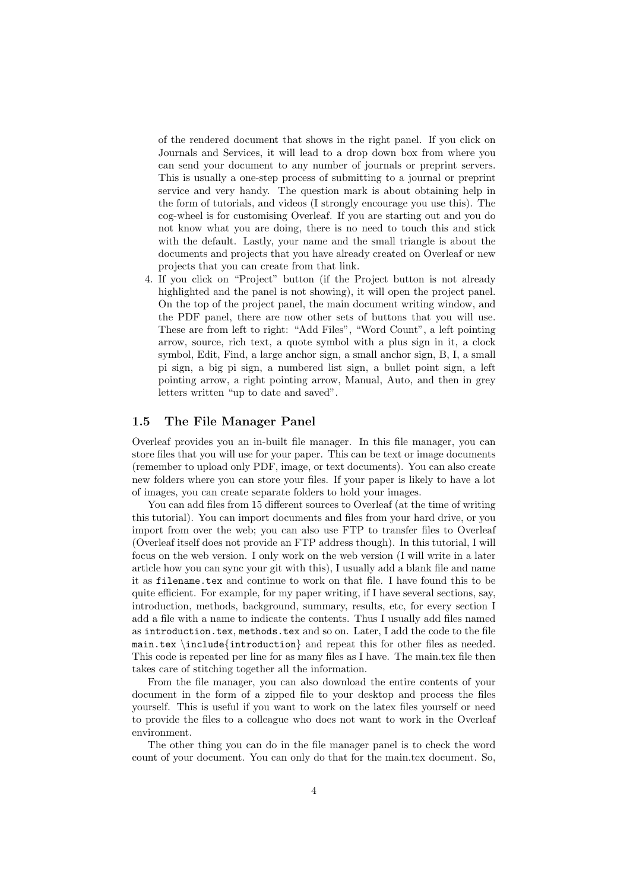of the rendered document that shows in the right panel. If you click on Journals and Services, it will lead to a drop down box from where you can send your document to any number of journals or preprint servers. This is usually a one-step process of submitting to a journal or preprint service and very handy. The question mark is about obtaining help in the form of tutorials, and videos (I strongly encourage you use this). The cog-wheel is for customising Overleaf. If you are starting out and you do not know what you are doing, there is no need to touch this and stick with the default. Lastly, your name and the small triangle is about the documents and projects that you have already created on Overleaf or new projects that you can create from that link.

4. If you click on "Project" button (if the Project button is not already highlighted and the panel is not showing), it will open the project panel. On the top of the project panel, the main document writing window, and the PDF panel, there are now other sets of buttons that you will use. These are from left to right: "Add Files", "Word Count", a left pointing arrow, source, rich text, a quote symbol with a plus sign in it, a clock symbol, Edit, Find, a large anchor sign, a small anchor sign, B, I, a small pi sign, a big pi sign, a numbered list sign, a bullet point sign, a left pointing arrow, a right pointing arrow, Manual, Auto, and then in grey letters written "up to date and saved".

### 1.5 The File Manager Panel

Overleaf provides you an in-built file manager. In this file manager, you can store files that you will use for your paper. This can be text or image documents (remember to upload only PDF, image, or text documents). You can also create new folders where you can store your files. If your paper is likely to have a lot of images, you can create separate folders to hold your images.

You can add files from 15 different sources to Overleaf (at the time of writing this tutorial). You can import documents and files from your hard drive, or you import from over the web; you can also use FTP to transfer files to Overleaf (Overleaf itself does not provide an FTP address though). In this tutorial, I will focus on the web version. I only work on the web version (I will write in a later article how you can sync your git with this), I usually add a blank file and name it as `filename.tex` and continue to work on that file. I have found this to be quite efficient. For example, for my paper writing, if I have several sections, say, introduction, methods, background, summary, results, etc, for every section I add a file with a name to indicate the contents. Thus I usually add files named as `introduction.tex`, `methods.tex` and so on. Later, I add the code to the file `main.tex` `\include{introduction}` and repeat this for other files as needed. This code is repeated per line for as many files as I have. The main.tex file then takes care of stitching together all the information.

From the file manager, you can also download the entire contents of your document in the form of a zipped file to your desktop and process the files yourself. This is useful if you want to work on the latex files yourself or need to provide the files to a colleague who does not want to work in the Overleaf environment.

The other thing you can do in the file manager panel is to check the word count of your document. You can only do that for the main.tex document. So,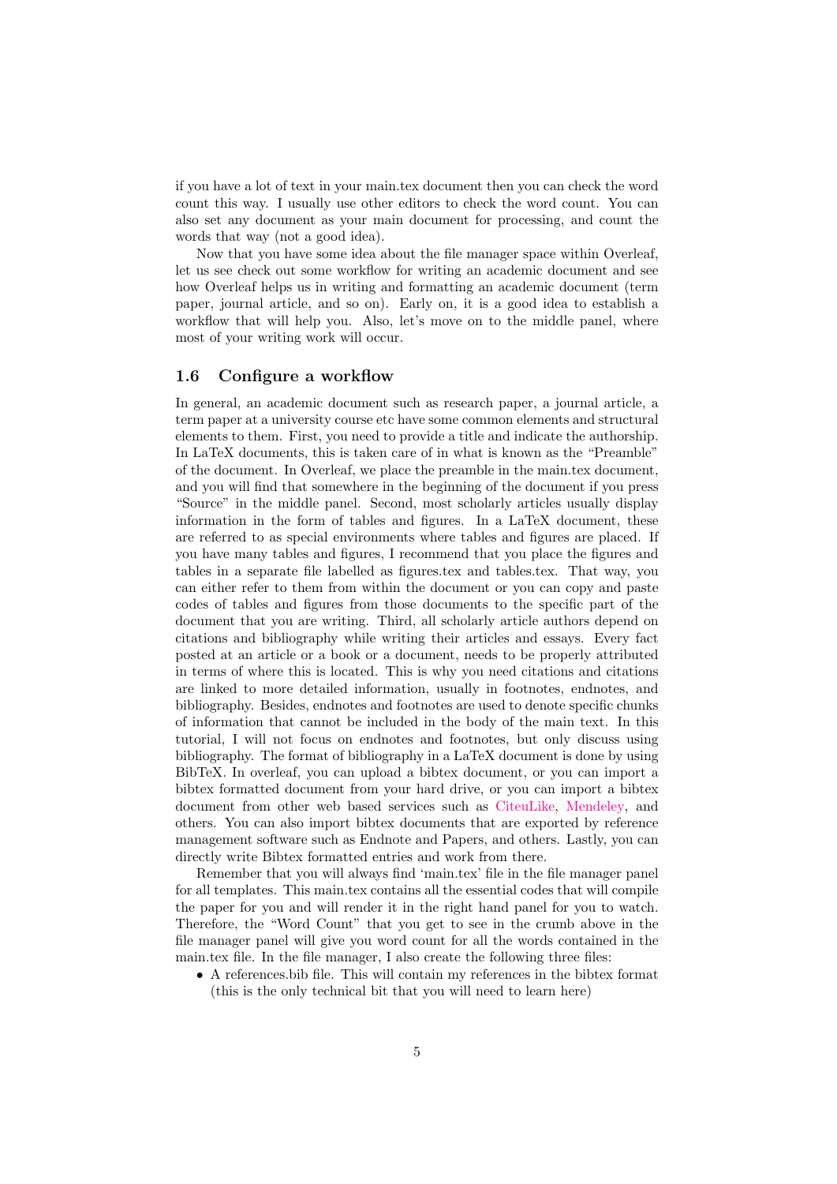if you have a lot of text in your main.tex document then you can check the word count this way. I usually use other editors to check the word count. You can also set any document as your main document for processing, and count the words that way (not a good idea).

Now that you have some idea about the file manager space within Overleaf, let us see check out some workflow for writing an academic document and see how Overleaf helps us in writing and formatting an academic document (term paper, journal article, and so on). Early on, it is a good idea to establish a workflow that will help you. Also, let's move on to the middle panel, where most of your writing work will occur.

### 1.6 Configure a workflow

In general, an academic document such as research paper, a journal article, a term paper at a university course etc have some common elements and structural elements to them. First, you need to provide a title and indicate the authorship. In LaTeX documents, this is taken care of in what is known as the "Preamble" of the document. In Overleaf, we place the preamble in the main.tex document, and you will find that somewhere in the beginning of the document if you press "Source" in the middle panel. Second, most scholarly articles usually display information in the form of tables and figures. In a LaTeX document, these are referred to as special environments where tables and figures are placed. If you have many tables and figures, I recommend that you place the figures and tables in a separate file labelled as figures.tex and tables.tex. That way, you can either refer to them from within the document or you can copy and paste codes of tables and figures from those documents to the specific part of the document that you are writing. Third, all scholarly article authors depend on citations and bibliography while writing their articles and essays. Every fact posted at an article or a book or a document, needs to be properly attributed in terms of where this is located. This is why you need citations and citations are linked to more detailed information, usually in footnotes, endnotes, and bibliography. Besides, endnotes and footnotes are used to denote specific chunks of information that cannot be included in the body of the main text. In this tutorial, I will not focus on endnotes and footnotes, but only discuss using bibliography. The format of bibliography in a LaTeX document is done by using BibTeX. In overleaf, you can upload a bibtex document, or you can import a bibtex formatted document from your hard drive, or you can import a bibtex document from other web based services such as CiteuLike, Mendeley, and others. You can also import bibtex documents that are exported by reference management software such as Endnote and Papers, and others. Lastly, you can directly write Bibtex formatted entries and work from there.

Remember that you will always find 'main.tex' file in the file manager panel for all templates. This main.tex contains all the essential codes that will compile the paper for you and will render it in the right hand panel for you to watch. Therefore, the "Word Count" that you get to see in the crumb above in the file manager panel will give you word count for all the words contained in the main.tex file. In the file manager, I also create the following three files:

- A references.bib file. This will contain my references in the bibtex format (this is the only technical bit that you will need to learn here)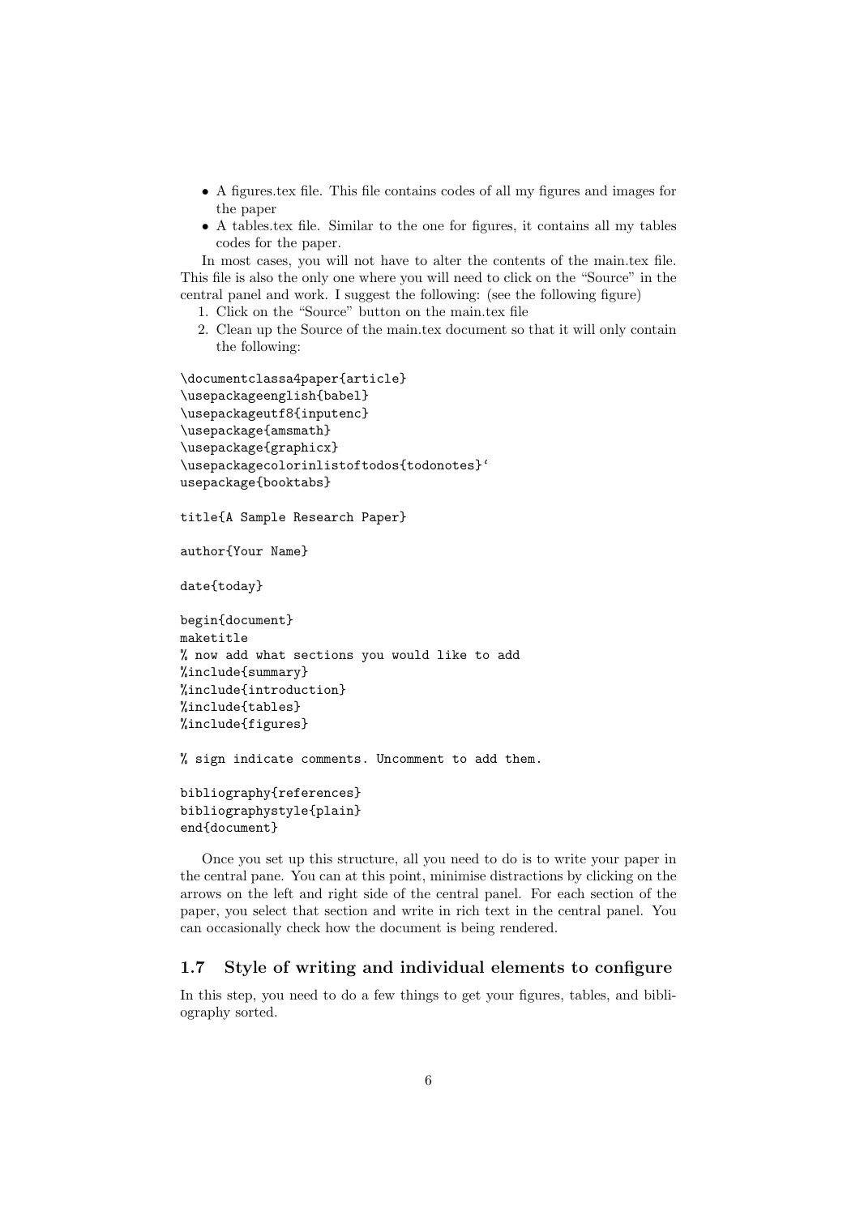- A figures.tex file. This file contains codes of all my figures and images for the paper
- A tables.tex file. Similar to the one for figures, it contains all my tables codes for the paper.

In most cases, you will not have to alter the contents of the main.tex file. This file is also the only one where you will need to click on the "Source" in the central panel and work. I suggest the following: (see the following figure)

1. Click on the "Source" button on the main.tex file
2. Clean up the Source of the main.tex document so that it will only contain the following:

```
\documentclassa4paper{article}
\usepackageenglish{babel}
\usepackageutf8{inputenc}
\usepackage{amsmath}
\usepackage{graphicx}
\usepackagecolorinlistoftodos{todonotes}‘
usepackage{booktabs}

title{A Sample Research Paper}

author{Your Name}

date{today}

begin{document}
maketitle
% now add what sections you would like to add
%include{summary}
%include{introduction}
%include{tables}
%include{figures}

% sign indicate comments. Uncomment to add them.

bibliography{references}
bibliographystyle{plain}
end{document}
```

Once you set up this structure, all you need to do is to write your paper in the central pane. You can at this point, minimise distractions by clicking on the arrows on the left and right side of the central panel. For each section of the paper, you select that section and write in rich text in the central panel. You can occasionally check how the document is being rendered.

### 1.7 Style of writing and individual elements to configure

In this step, you need to do a few things to get your figures, tables, and bibliography sorted.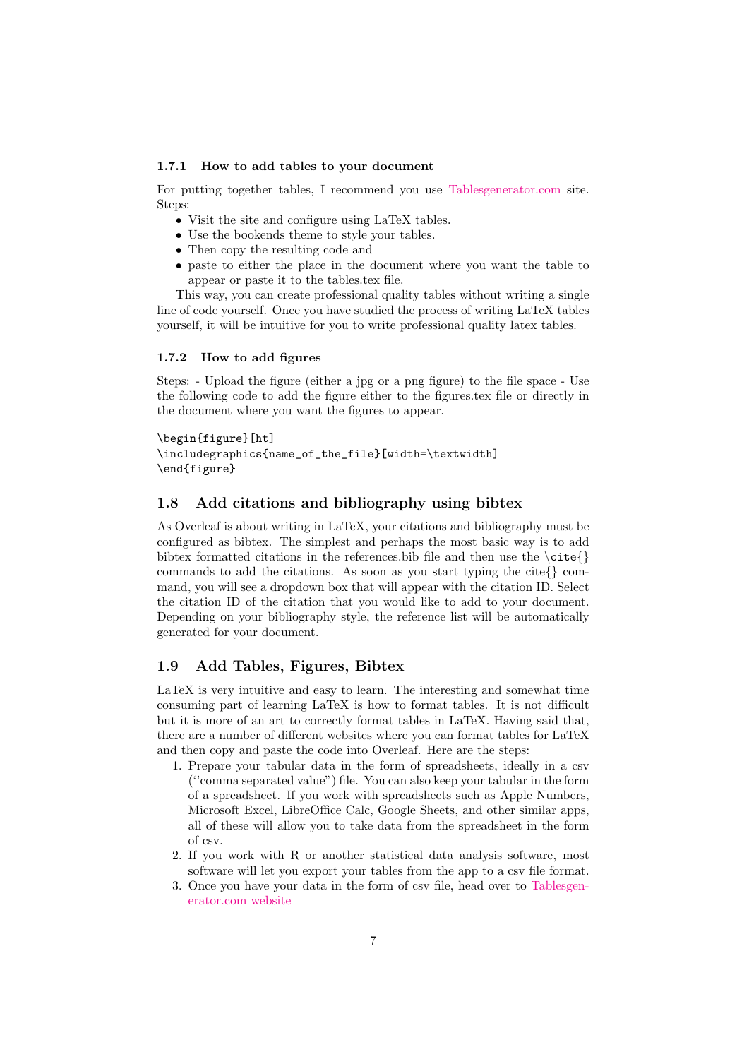### 1.7.1 How to add tables to your document

For putting together tables, I recommend you use Tablesgenerator.com site. Steps:

- Visit the site and configure using LaTeX tables.
- Use the bookends theme to style your tables.
- Then copy the resulting code and
- paste to either the place in the document where you want the table to appear or paste it to the tables.tex file.

This way, you can create professional quality tables without writing a single line of code yourself. Once you have studied the process of writing LaTeX tables yourself, it will be intuitive for you to write professional quality latex tables.

### 1.7.2 How to add figures

Steps: - Upload the figure (either a jpg or a png figure) to the file space - Use the following code to add the figure either to the figures.tex file or directly in the document where you want the figures to appear.

```
\begin{figure}[ht]
\includegraphics{name_of_the_file}[width=\textwidth]
\end{figure}
```

## 1.8 Add citations and bibliography using bibtex

As Overleaf is about writing in LaTeX, your citations and bibliography must be configured as bibtex. The simplest and perhaps the most basic way is to add bibtex formatted citations in the references.bib file and then use the `\cite{}` commands to add the citations. As soon as you start typing the cite{} command, you will see a dropdown box that will appear with the citation ID. Select the citation ID of the citation that you would like to add to your document. Depending on your bibliography style, the reference list will be automatically generated for your document.

## 1.9 Add Tables, Figures, Bibtex

LaTeX is very intuitive and easy to learn. The interesting and somewhat time consuming part of learning LaTeX is how to format tables. It is not difficult but it is more of an art to correctly format tables in LaTeX. Having said that, there are a number of different websites where you can format tables for LaTeX and then copy and paste the code into Overleaf. Here are the steps:

1. Prepare your tabular data in the form of spreadsheets, ideally in a csv (''comma separated value") file. You can also keep your tabular in the form of a spreadsheet. If you work with spreadsheets such as Apple Numbers, Microsoft Excel, LibreOffice Calc, Google Sheets, and other similar apps, all of these will allow you to take data from the spreadsheet in the form of csv.
2. If you work with R or another statistical data analysis software, most software will let you export your tables from the app to a csv file format.
3. Once you have your data in the form of csv file, head over to Tablesgenerator.com website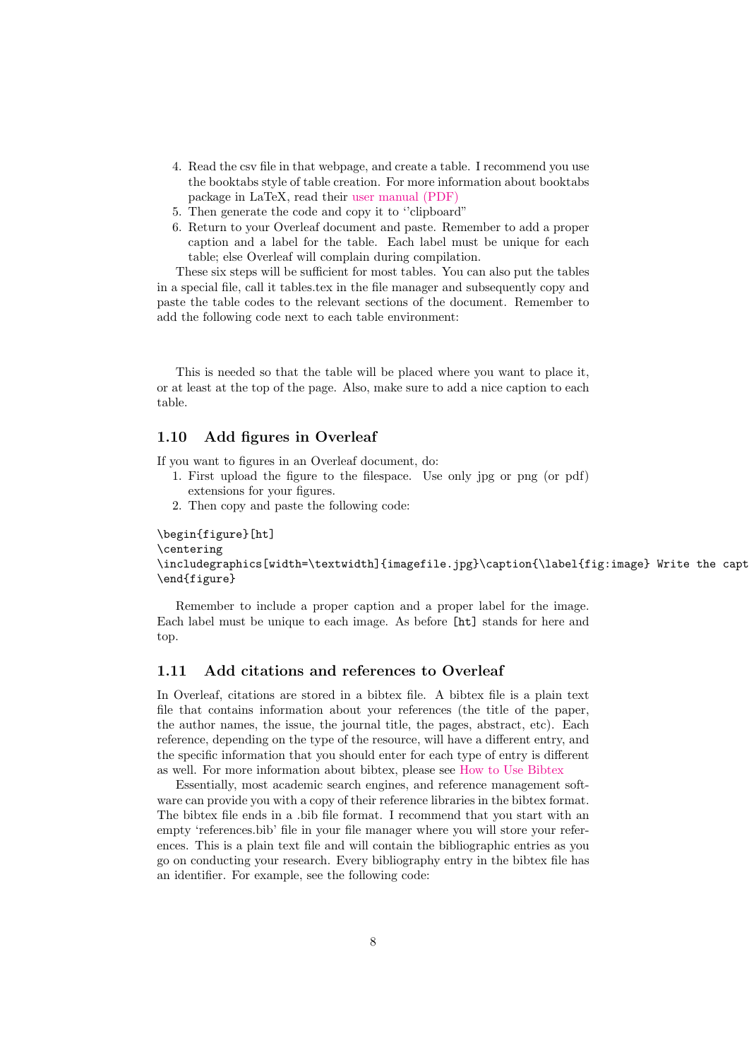4. Read the csv file in that webpage, and create a table. I recommend you use the booktabs style of table creation. For more information about booktabs package in LaTeX, read their user manual (PDF)
5. Then generate the code and copy it to ''clipboard"
6. Return to your Overleaf document and paste. Remember to add a proper caption and a label for the table. Each label must be unique for each table; else Overleaf will complain during compilation.

These six steps will be sufficient for most tables. You can also put the tables in a special file, call it tables.tex in the file manager and subsequently copy and paste the table codes to the relevant sections of the document. Remember to add the following code next to each table environment:

This is needed so that the table will be placed where you want to place it, or at least at the top of the page. Also, make sure to add a nice caption to each table.

### 1.10 Add figures in Overleaf

If you want to figures in an Overleaf document, do:

1. First upload the figure to the filespace. Use only jpg or png (or pdf) extensions for your figures.
2. Then copy and paste the following code:

```
\begin{figure}[ht]
\centering
\includegraphics[width=\textwidth]{imagefile.jpg}\caption{\label{fig:image} Write the capt
\end{figure}
```

Remember to include a proper caption and a proper label for the image. Each label must be unique to each image. As before `[ht]` stands for here and top.

### 1.11 Add citations and references to Overleaf

In Overleaf, citations are stored in a bibtex file. A bibtex file is a plain text file that contains information about your references (the title of the paper, the author names, the issue, the journal title, the pages, abstract, etc). Each reference, depending on the type of the resource, will have a different entry, and the specific information that you should enter for each type of entry is different as well. For more information about bibtex, please see How to Use Bibtex

Essentially, most academic search engines, and reference management software can provide you with a copy of their reference libraries in the bibtex format. The bibtex file ends in a .bib file format. I recommend that you start with an empty 'references.bib' file in your file manager where you will store your references. This is a plain text file and will contain the bibliographic entries as you go on conducting your research. Every bibliography entry in the bibtex file has an identifier. For example, see the following code: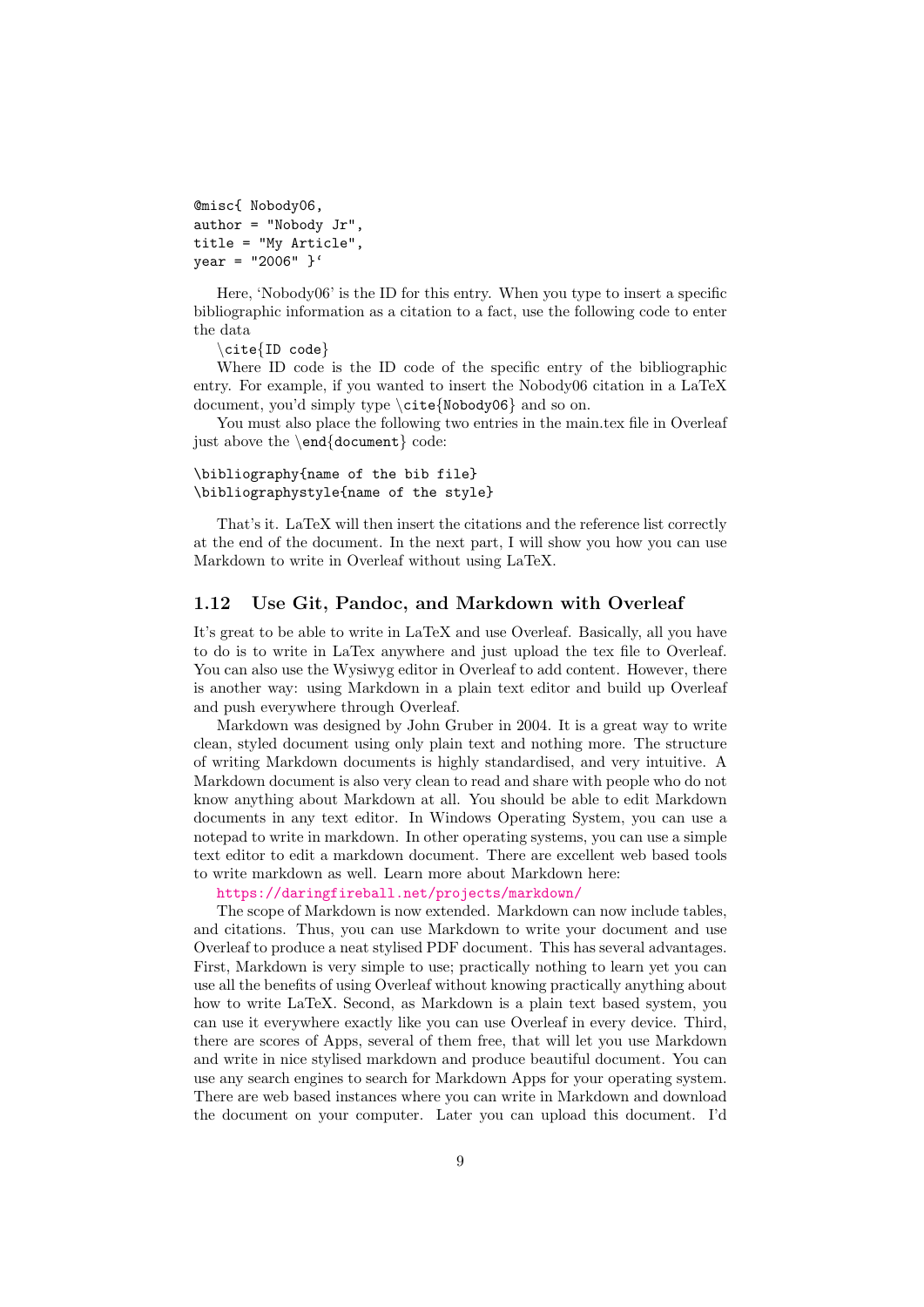```
@misc{ Nobody06,
author = "Nobody Jr",
title = "My Article",
year = "2006" }‘
```

Here, 'Nobody06' is the ID for this entry. When you type to insert a specific bibliographic information as a citation to a fact, use the following code to enter the data

`\cite{ID code}`

Where ID code is the ID code of the specific entry of the bibliographic entry. For example, if you wanted to insert the Nobody06 citation in a LaTeX document, you'd simply type `\cite{Nobody06}` and so on.

You must also place the following two entries in the main.tex file in Overleaf just above the `\end{document}` code:

```
\bibliography{name of the bib file}
\bibliographystyle{name of the style}
```

That's it. LaTeX will then insert the citations and the reference list correctly at the end of the document. In the next part, I will show you how you can use Markdown to write in Overleaf without using LaTeX.

### 1.12 Use Git, Pandoc, and Markdown with Overleaf

It's great to be able to write in LaTeX and use Overleaf. Basically, all you have to do is to write in LaTex anywhere and just upload the tex file to Overleaf. You can also use the Wysiwyg editor in Overleaf to add content. However, there is another way: using Markdown in a plain text editor and build up Overleaf and push everywhere through Overleaf.

Markdown was designed by John Gruber in 2004. It is a great way to write clean, styled document using only plain text and nothing more. The structure of writing Markdown documents is highly standardised, and very intuitive. A Markdown document is also very clean to read and share with people who do not know anything about Markdown at all. You should be able to edit Markdown documents in any text editor. In Windows Operating System, you can use a notepad to write in markdown. In other operating systems, you can use a simple text editor to edit a markdown document. There are excellent web based tools to write markdown as well. Learn more about Markdown here:

https://daringfireball.net/projects/markdown/

The scope of Markdown is now extended. Markdown can now include tables, and citations. Thus, you can use Markdown to write your document and use Overleaf to produce a neat stylised PDF document. This has several advantages. First, Markdown is very simple to use; practically nothing to learn yet you can use all the benefits of using Overleaf without knowing practically anything about how to write LaTeX. Second, as Markdown is a plain text based system, you can use it everywhere exactly like you can use Overleaf in every device. Third, there are scores of Apps, several of them free, that will let you use Markdown and write in nice stylised markdown and produce beautiful document. You can use any search engines to search for Markdown Apps for your operating system. There are web based instances where you can write in Markdown and download the document on your computer. Later you can upload this document. I'd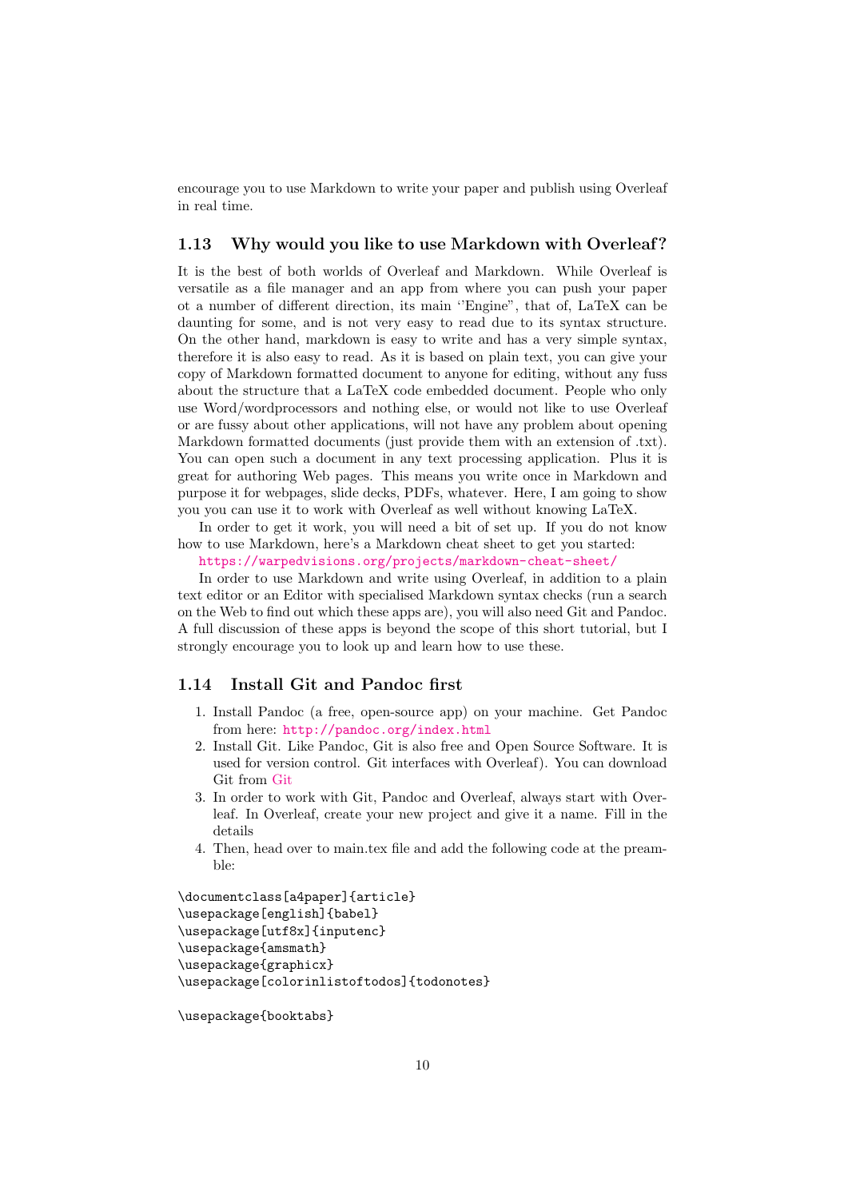encourage you to use Markdown to write your paper and publish using Overleaf in real time.

### 1.13 Why would you like to use Markdown with Overleaf?

It is the best of both worlds of Overleaf and Markdown. While Overleaf is versatile as a file manager and an app from where you can push your paper ot a number of different direction, its main ''Engine", that of, LaTeX can be daunting for some, and is not very easy to read due to its syntax structure. On the other hand, markdown is easy to write and has a very simple syntax, therefore it is also easy to read. As it is based on plain text, you can give your copy of Markdown formatted document to anyone for editing, without any fuss about the structure that a LaTeX code embedded document. People who only use Word/wordprocessors and nothing else, or would not like to use Overleaf or are fussy about other applications, will not have any problem about opening Markdown formatted documents (just provide them with an extension of .txt). You can open such a document in any text processing application. Plus it is great for authoring Web pages. This means you write once in Markdown and purpose it for webpages, slide decks, PDFs, whatever. Here, I am going to show you you can use it to work with Overleaf as well without knowing LaTeX.

In order to get it work, you will need a bit of set up. If you do not know how to use Markdown, here's a Markdown cheat sheet to get you started: https://warpedvisions.org/projects/markdown-cheat-sheet/

In order to use Markdown and write using Overleaf, in addition to a plain text editor or an Editor with specialised Markdown syntax checks (run a search on the Web to find out which these apps are), you will also need Git and Pandoc. A full discussion of these apps is beyond the scope of this short tutorial, but I strongly encourage you to look up and learn how to use these.

### 1.14 Install Git and Pandoc first

1. Install Pandoc (a free, open-source app) on your machine. Get Pandoc from here: http://pandoc.org/index.html
2. Install Git. Like Pandoc, Git is also free and Open Source Software. It is used for version control. Git interfaces with Overleaf). You can download Git from Git
3. In order to work with Git, Pandoc and Overleaf, always start with Overleaf. In Overleaf, create your new project and give it a name. Fill in the details
4. Then, head over to main.tex file and add the following code at the preamble:

```
\documentclass[a4paper]{article}
\usepackage[english]{babel}
\usepackage[utf8x]{inputenc}
\usepackage{amsmath}
\usepackage{graphicx}
\usepackage[colorinlistoftodos]{todonotes}

\usepackage{booktabs}
```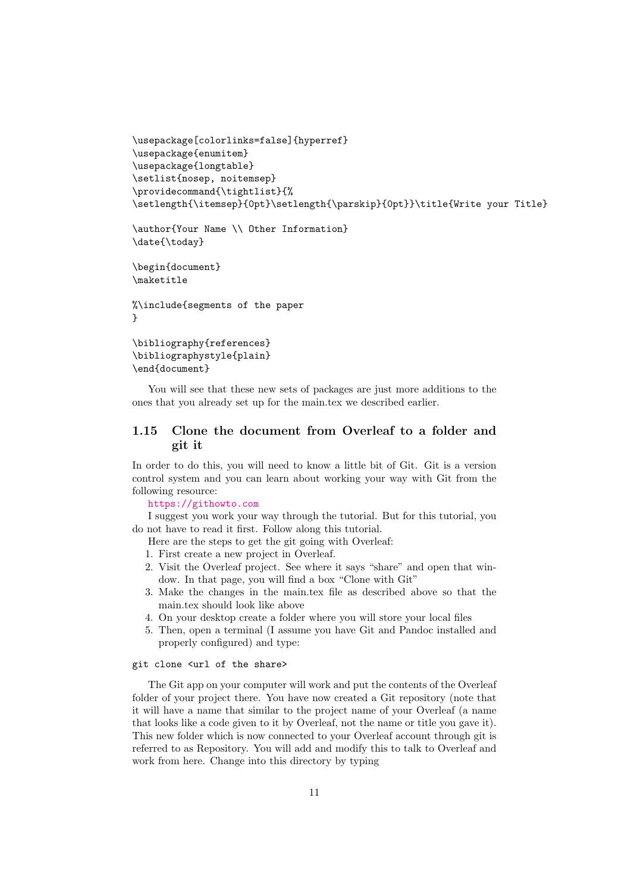```
\usepackage[colorlinks=false]{hyperref}
\usepackage{enumitem}
\usepackage{longtable}
\setlist{nosep, noitemsep}
\providecommand{\tightlist}{%
\setlength{\itemsep}{0pt}\setlength{\parskip}{0pt}}\title{Write your Title}

\author{Your Name \\ Other Information}
\date{\today}

\begin{document}
\maketitle

%\include{segments of the paper
}

\bibliography{references}
\bibliographystyle{plain}
\end{document}
```

You will see that these new sets of packages are just more additions to the ones that you already set up for the main.tex we described earlier.

### 1.15 Clone the document from Overleaf to a folder and git it

In order to do this, you will need to know a little bit of Git. Git is a version control system and you can learn about working your way with Git from the following resource:

https://githowto.com

I suggest you work your way through the tutorial. But for this tutorial, you do not have to read it first. Follow along this tutorial.

Here are the steps to get the git going with Overleaf:

1. First create a new project in Overleaf.
2. Visit the Overleaf project. See where it says "share" and open that window. In that page, you will find a box "Clone with Git"
3. Make the changes in the main.tex file as described above so that the main.tex should look like above
4. On your desktop create a folder where you will store your local files
5. Then, open a terminal (I assume you have Git and Pandoc installed and properly configured) and type:

```
git clone <url of the share>
```

The Git app on your computer will work and put the contents of the Overleaf folder of your project there. You have now created a Git repository (note that it will have a name that similar to the project name of your Overleaf (a name that looks like a code given to it by Overleaf, not the name or title you gave it). This new folder which is now connected to your Overleaf account through git is referred to as Repository. You will add and modify this to talk to Overleaf and work from here. Change into this directory by typing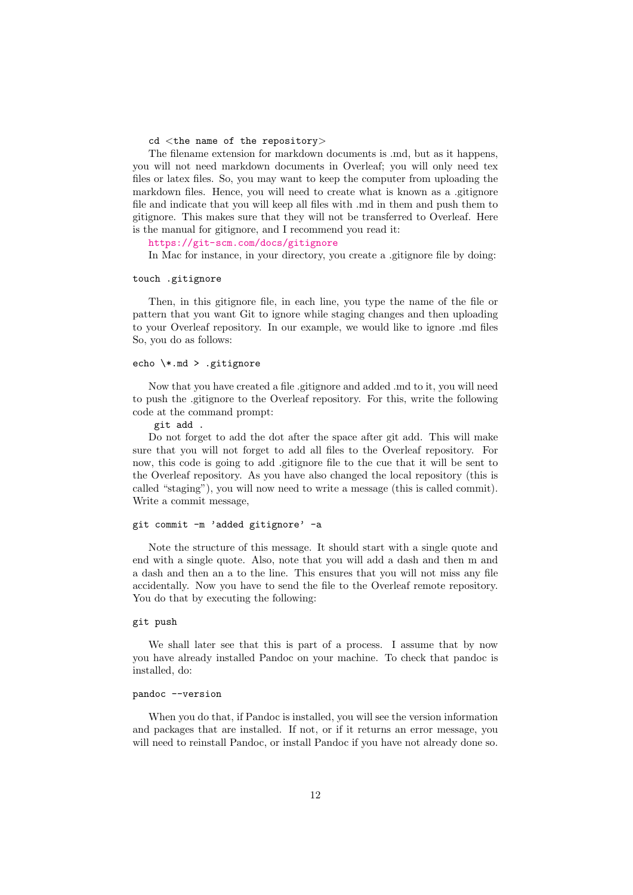```
cd <the name of the repository>
```

The filename extension for markdown documents is .md, but as it happens, you will not need markdown documents in Overleaf; you will only need tex files or latex files. So, you may want to keep the computer from uploading the markdown files. Hence, you will need to create what is known as a .gitignore file and indicate that you will keep all files with .md in them and push them to gitignore. This makes sure that they will not be transferred to Overleaf. Here is the manual for gitignore, and I recommend you read it:

https://git-scm.com/docs/gitignore

In Mac for instance, in your directory, you create a .gitignore file by doing:

```
touch .gitignore
```

Then, in this gitignore file, in each line, you type the name of the file or pattern that you want Git to ignore while staging changes and then uploading to your Overleaf repository. In our example, we would like to ignore .md files So, you do as follows:

```
echo \*.md > .gitignore
```

Now that you have created a file .gitignore and added .md to it, you will need to push the .gitignore to the Overleaf repository. For this, write the following code at the command prompt:

```
git add .
```

Do not forget to add the dot after the space after git add. This will make sure that you will not forget to add all files to the Overleaf repository. For now, this code is going to add .gitignore file to the cue that it will be sent to the Overleaf repository. As you have also changed the local repository (this is called "staging"), you will now need to write a message (this is called commit). Write a commit message,

```
git commit -m 'added gitignore' -a
```

Note the structure of this message. It should start with a single quote and end with a single quote. Also, note that you will add a dash and then m and a dash and then an a to the line. This ensures that you will not miss any file accidentally. Now you have to send the file to the Overleaf remote repository. You do that by executing the following:

```
git push
```

We shall later see that this is part of a process. I assume that by now you have already installed Pandoc on your machine. To check that pandoc is installed, do:

```
pandoc --version
```

When you do that, if Pandoc is installed, you will see the version information and packages that are installed. If not, or if it returns an error message, you will need to reinstall Pandoc, or install Pandoc if you have not already done so.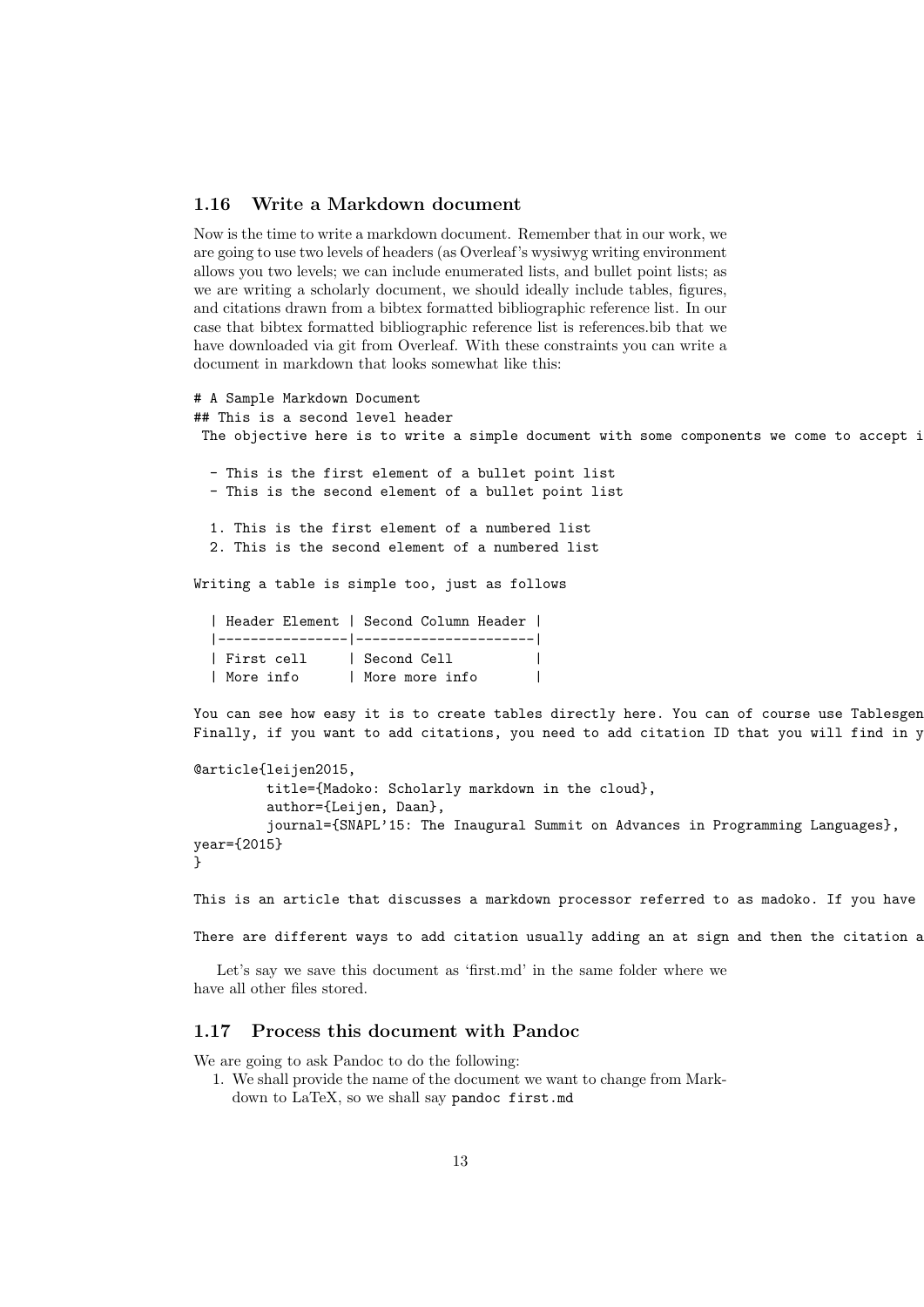## 1.16 Write a Markdown document

Now is the time to write a markdown document. Remember that in our work, we are going to use two levels of headers (as Overleaf's wysiwyg writing environment allows you two levels; we can include enumerated lists, and bullet point lists; as we are writing a scholarly document, we should ideally include tables, figures, and citations drawn from a bibtex formatted bibliographic reference list. In our case that bibtex formatted bibliographic reference list is references.bib that we have downloaded via git from Overleaf. With these constraints you can write a document in markdown that looks somewhat like this:

```
# A Sample Markdown Document
## This is a second level header
 The objective here is to write a simple document with some components we come to accept i

  - This is the first element of a bullet point list
  - This is the second element of a bullet point list

  1. This is the first element of a numbered list
  2. This is the second element of a numbered list

Writing a table is simple too, just as follows

  | Header Element | Second Column Header |
  |----------------|----------------------|
  | First cell     | Second Cell          |
  | More info      | More more info       |

You can see how easy it is to create tables directly here. You can of course use Tablesgen
Finally, if you want to add citations, you need to add citation ID that you will find in y

@article{leijen2015,
        title={Madoko: Scholarly markdown in the cloud},
        author={Leijen, Daan},
        journal={SNAPL'15: The Inaugural Summit on Advances in Programming Languages},
year={2015}
}

This is an article that discusses a markdown processor referred to as madoko. If you have

There are different ways to add citation usually adding an at sign and then the citation a
```

Let's say we save this document as 'first.md' in the same folder where we have all other files stored.

## 1.17 Process this document with Pandoc

We are going to ask Pandoc to do the following:

1. We shall provide the name of the document we want to change from Markdown to LaTeX, so we shall say `pandoc first.md`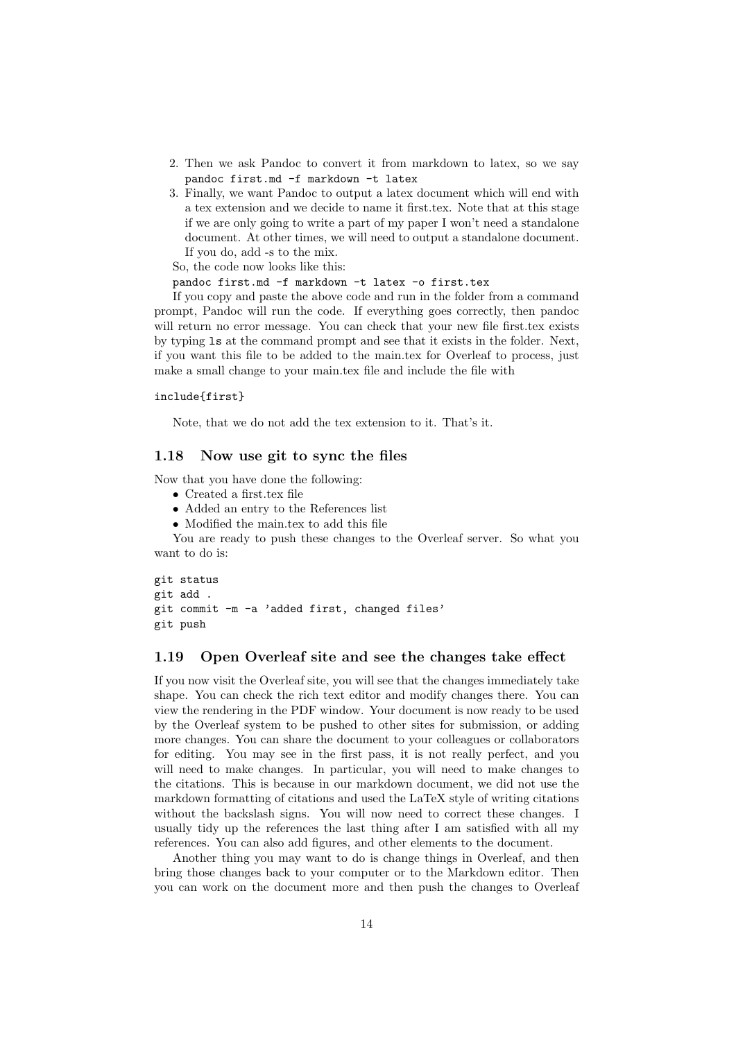2. Then we ask Pandoc to convert it from markdown to latex, so we say `pandoc first.md -f markdown -t latex`
3. Finally, we want Pandoc to output a latex document which will end with a tex extension and we decide to name it first.tex. Note that at this stage if we are only going to write a part of my paper I won't need a standalone document. At other times, we will need to output a standalone document. If you do, add -s to the mix.

So, the code now looks like this:

`pandoc first.md -f markdown -t latex -o first.tex`

If you copy and paste the above code and run in the folder from a command prompt, Pandoc will run the code. If everything goes correctly, then pandoc will return no error message. You can check that your new file first.tex exists by typing `ls` at the command prompt and see that it exists in the folder. Next, if you want this file to be added to the main.tex for Overleaf to process, just make a small change to your main.tex file and include the file with

```
include{first}
```

Note, that we do not add the tex extension to it. That's it.

### 1.18 Now use git to sync the files

Now that you have done the following:

- Created a first.tex file
- Added an entry to the References list
- Modified the main.tex to add this file

You are ready to push these changes to the Overleaf server. So what you want to do is:

```
git status
git add .
git commit -m -a 'added first, changed files'
git push
```

### 1.19 Open Overleaf site and see the changes take effect

If you now visit the Overleaf site, you will see that the changes immediately take shape. You can check the rich text editor and modify changes there. You can view the rendering in the PDF window. Your document is now ready to be used by the Overleaf system to be pushed to other sites for submission, or adding more changes. You can share the document to your colleagues or collaborators for editing. You may see in the first pass, it is not really perfect, and you will need to make changes. In particular, you will need to make changes to the citations. This is because in our markdown document, we did not use the markdown formatting of citations and used the LaTeX style of writing citations without the backslash signs. You will now need to correct these changes. I usually tidy up the references the last thing after I am satisfied with all my references. You can also add figures, and other elements to the document.

Another thing you may want to do is change things in Overleaf, and then bring those changes back to your computer or to the Markdown editor. Then you can work on the document more and then push the changes to Overleaf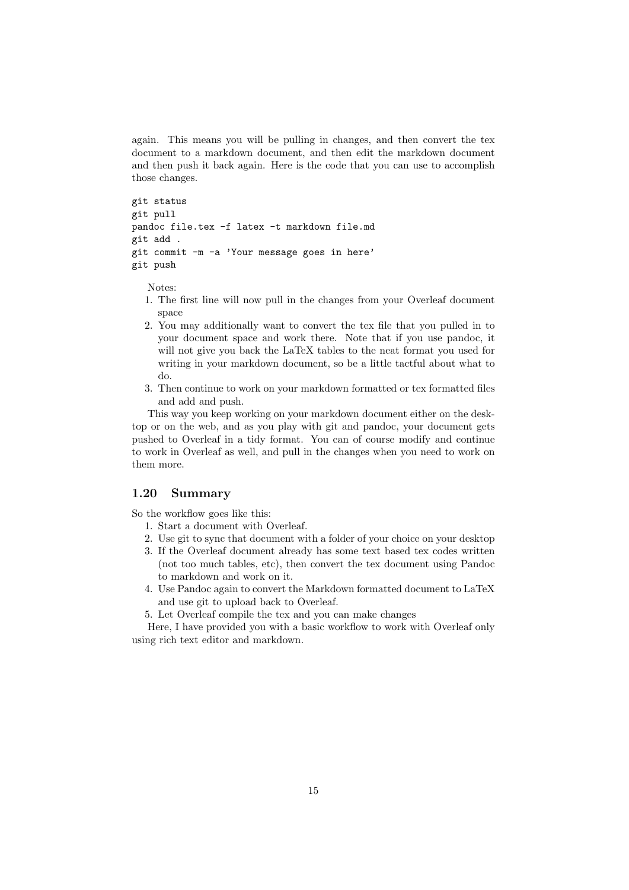again. This means you will be pulling in changes, and then convert the tex document to a markdown document, and then edit the markdown document and then push it back again. Here is the code that you can use to accomplish those changes.

```
git status
git pull
pandoc file.tex -f latex -t markdown file.md
git add .
git commit -m -a 'Your message goes in here'
git push
```

Notes:

1. The first line will now pull in the changes from your Overleaf document space
2. You may additionally want to convert the tex file that you pulled in to your document space and work there. Note that if you use pandoc, it will not give you back the LaTeX tables to the neat format you used for writing in your markdown document, so be a little tactful about what to do.
3. Then continue to work on your markdown formatted or tex formatted files and add and push.

This way you keep working on your markdown document either on the desktop or on the web, and as you play with git and pandoc, your document gets pushed to Overleaf in a tidy format. You can of course modify and continue to work in Overleaf as well, and pull in the changes when you need to work on them more.

### 1.20 Summary

So the workflow goes like this:

1. Start a document with Overleaf.
2. Use git to sync that document with a folder of your choice on your desktop
3. If the Overleaf document already has some text based tex codes written (not too much tables, etc), then convert the tex document using Pandoc to markdown and work on it.
4. Use Pandoc again to convert the Markdown formatted document to LaTeX and use git to upload back to Overleaf.
5. Let Overleaf compile the tex and you can make changes

Here, I have provided you with a basic workflow to work with Overleaf only using rich text editor and markdown.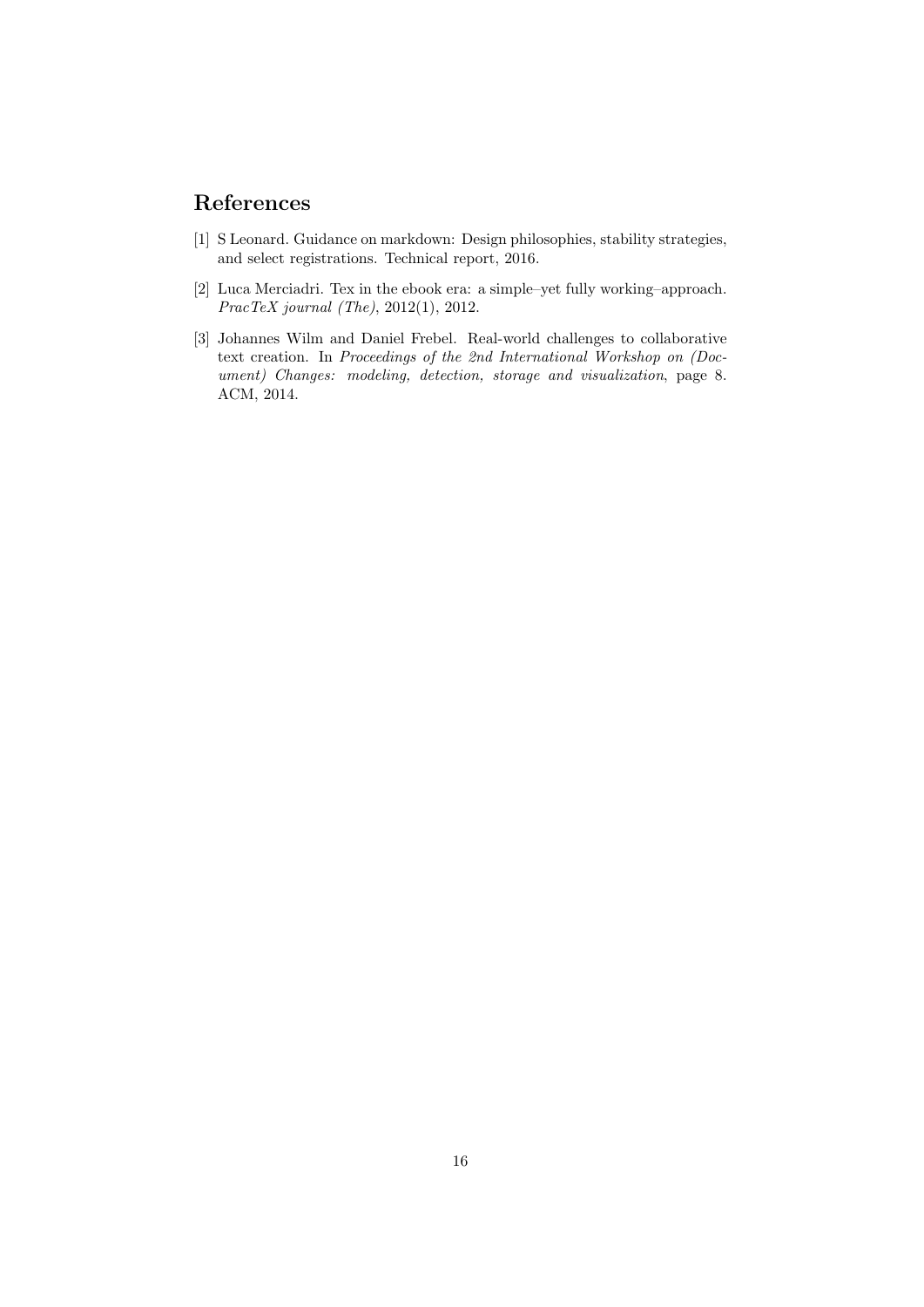## References

[1] S Leonard. Guidance on markdown: Design philosophies, stability strategies, and select registrations. Technical report, 2016.

[2] Luca Merciadri. Tex in the ebook era: a simple–yet fully working–approach. *PracTeX journal (The)*, 2012(1), 2012.

[3] Johannes Wilm and Daniel Frebel. Real-world challenges to collaborative text creation. In *Proceedings of the 2nd International Workshop on (Document) Changes: modeling, detection, storage and visualization*, page 8. ACM, 2014.